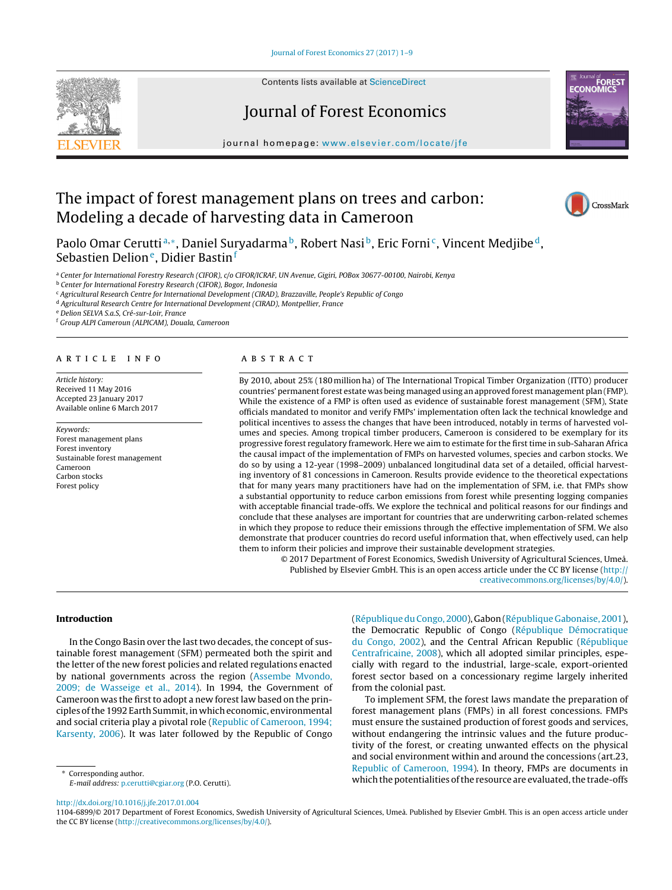# The impact of forest management plans on trees and carbon: Modeling a decade of harvesting data in Cameroon

Paolo Omar Cerutti[a,*], Daniel Suryadarma[b], Robert Nasi[b], Eric Forni[c], Vincent Medjibe[d], Sebastien Delion[e], Didier Bastin[f]

[a] Center for International Forestry Research (CIFOR), c/o CIFOR/ICRAF, UN Avenue, Gigiri, POBox 30677-00100, Nairobi, Kenya
[b] Center for International Forestry Research (CIFOR), Bogor, Indonesia
[c] Agricultural Research Centre for International Development (CIRAD), Brazzaville, People's Republic of Congo
[d] Agricultural Research Centre for International Development (CIRAD), Montpellier, France
[e] Delion SELVA S.a.S, Cré-sur-Loir, France
[f] Group ALPI Cameroun (ALPICAM), Douala, Cameroon

**ARTICLE INFO**

*Article history:*
Received 11 May 2016
Accepted 23 January 2017
Available online 6 March 2017

*Keywords:*
Forest management plans
Forest inventory
Sustainable forest management
Cameroon
Carbon stocks
Forest policy

**ABSTRACT**

By 2010, about 25% (180 million ha) of The International Tropical Timber Organization (ITTO) producer countries' permanent forest estate was being managed using an approved forest management plan (FMP). While the existence of a FMP is often used as evidence of sustainable forest management (SFM), State officials mandated to monitor and verify FMPs' implementation often lack the technical knowledge and political incentives to assess the changes that have been introduced, notably in terms of harvested volumes and species. Among tropical timber producers, Cameroon is considered to be exemplary for its progressive forest regulatory framework. Here we aim to estimate for the first time in sub-Saharan Africa the causal impact of the implementation of FMPs on harvested volumes, species and carbon stocks. We do so by using a 12-year (1998–2009) unbalanced longitudinal data set of a detailed, official harvesting inventory of 81 concessions in Cameroon. Results provide evidence to the theoretical expectations that for many years many practitioners have had on the implementation of SFM, i.e. that FMPs show a substantial opportunity to reduce carbon emissions from forest while presenting logging companies with acceptable financial trade-offs. We explore the technical and political reasons for our findings and conclude that these analyses are important for countries that are underwriting carbon-related schemes in which they propose to reduce their emissions through the effective implementation of SFM. We also demonstrate that producer countries do record useful information that, when effectively used, can help them to inform their policies and improve their sustainable development strategies.

© 2017 Department of Forest Economics, Swedish University of Agricultural Sciences, Umeå. Published by Elsevier GmbH. This is an open access article under the CC BY license (http://creativecommons.org/licenses/by/4.0/).

## Introduction

In the Congo Basin over the last two decades, the concept of sustainable forest management (SFM) permeated both the spirit and the letter of the new forest policies and related regulations enacted by national governments across the region (Assembe Mvondo, 2009; de Wasseige et al., 2014). In 1994, the Government of Cameroon was the first to adopt a new forest law based on the principles of the 1992 Earth Summit, in which economic, environmental and social criteria play a pivotal role (Republic of Cameroon, 1994; Karsenty, 2006). It was later followed by the Republic of Congo (République du Congo, 2000), Gabon (République Gabonaise, 2001), the Democratic Republic of Congo (République Démocratique du Congo, 2002), and the Central African Republic (République Centrafricaine, 2008), which all adopted similar principles, especially with regard to the industrial, large-scale, export-oriented forest sector based on a concessionary regime largely inherited from the colonial past.

To implement SFM, the forest laws mandate the preparation of forest management plans (FMPs) in all forest concessions. FMPs must ensure the sustained production of forest goods and services, without endangering the intrinsic values and the future productivity of the forest, or creating unwanted effects on the physical and social environment within and around the concessions (art.23, Republic of Cameroon, 1994). In theory, FMPs are documents in which the potentialities of the resource are evaluated, the trade-offs

\* Corresponding author.
*E-mail address:* p.cerutti@cgiar.org (P.O. Cerutti).

http://dx.doi.org/10.1016/j.jfe.2017.01.004
1104-6899/© 2017 Department of Forest Economics, Swedish University of Agricultural Sciences, Umeå. Published by Elsevier GmbH. This is an open access article under the CC BY license (http://creativecommons.org/licenses/by/4.0/).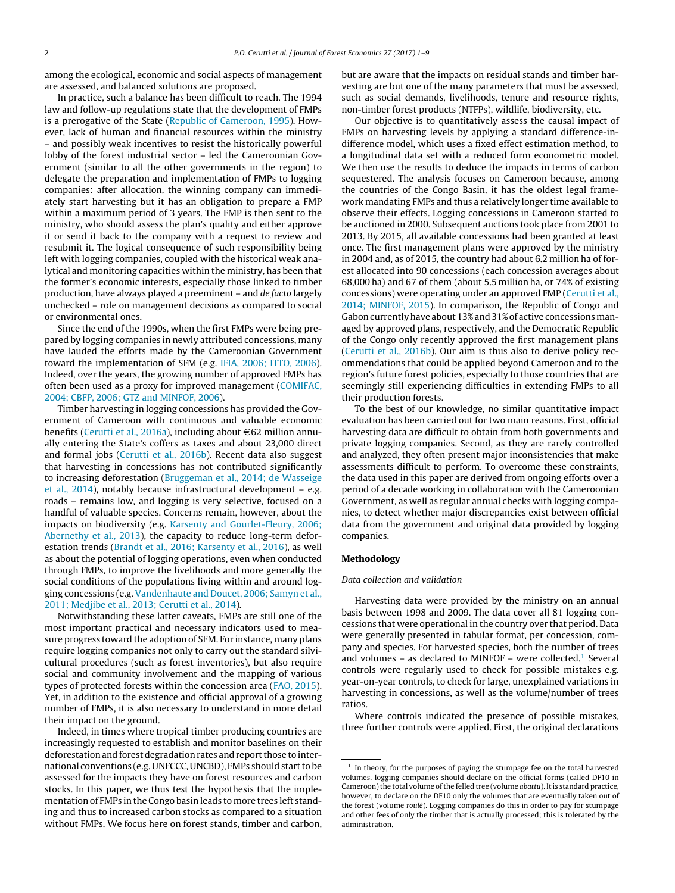among the ecological, economic and social aspects of management are assessed, and balanced solutions are proposed.

In practice, such a balance has been difficult to reach. The 1994 law and follow-up regulations state that the development of FMPs is a prerogative of the State (Republic of Cameroon, 1995). However, lack of human and financial resources within the ministry – and possibly weak incentives to resist the historically powerful lobby of the forest industrial sector – led the Cameroonian Government (similar to all the other governments in the region) to delegate the preparation and implementation of FMPs to logging companies: after allocation, the winning company can immediately start harvesting but it has an obligation to prepare a FMP within a maximum period of 3 years. The FMP is then sent to the ministry, who should assess the plan's quality and either approve it or send it back to the company with a request to review and resubmit it. The logical consequence of such responsibility being left with logging companies, coupled with the historical weak analytical and monitoring capacities within the ministry, has been that the former's economic interests, especially those linked to timber production, have always played a preeminent – and *de facto* largely unchecked – role on management decisions as compared to social or environmental ones.

Since the end of the 1990s, when the first FMPs were being prepared by logging companies in newly attributed concessions, many have lauded the efforts made by the Cameroonian Government toward the implementation of SFM (e.g. IFIA, 2006; ITTO, 2006). Indeed, over the years, the growing number of approved FMPs has often been used as a proxy for improved management (COMIFAC, 2004; CBFP, 2006; GTZ and MINFOF, 2006).

Timber harvesting in logging concessions has provided the Government of Cameroon with continuous and valuable economic benefits (Cerutti et al., 2016a), including about €62 million annually entering the State's coffers as taxes and about 23,000 direct and formal jobs (Cerutti et al., 2016b). Recent data also suggest that harvesting in concessions has not contributed significantly to increasing deforestation (Bruggeman et al., 2014; de Wasseige et al., 2014), notably because infrastructural development – e.g. roads – remains low, and logging is very selective, focused on a handful of valuable species. Concerns remain, however, about the impacts on biodiversity (e.g. Karsenty and Gourlet-Fleury, 2006; Abernethy et al., 2013), the capacity to reduce long-term deforestation trends (Brandt et al., 2016; Karsenty et al., 2016), as well as about the potential of logging operations, even when conducted through FMPs, to improve the livelihoods and more generally the social conditions of the populations living within and around logging concessions (e.g. Vandenhaute and Doucet, 2006; Samyn et al., 2011; Medjibe et al., 2013; Cerutti et al., 2014).

Notwithstanding these latter caveats, FMPs are still one of the most important practical and necessary indicators used to measure progress toward the adoption of SFM. For instance, many plans require logging companies not only to carry out the standard silvicultural procedures (such as forest inventories), but also require social and community involvement and the mapping of various types of protected forests within the concession area (FAO, 2015). Yet, in addition to the existence and official approval of a growing number of FMPs, it is also necessary to understand in more detail their impact on the ground.

Indeed, in times where tropical timber producing countries are increasingly requested to establish and monitor baselines on their deforestation and forest degradation rates and report those to international conventions (e.g. UNFCCC, UNCBD), FMPs should start to be assessed for the impacts they have on forest resources and carbon stocks. In this paper, we thus test the hypothesis that the implementation of FMPs in the Congo basin leads to more trees left standing and thus to increased carbon stocks as compared to a situation without FMPs. We focus here on forest stands, timber and carbon, but are aware that the impacts on residual stands and timber harvesting are but one of the many parameters that must be assessed, such as social demands, livelihoods, tenure and resource rights, non-timber forest products (NTFPs), wildlife, biodiversity, etc.

Our objective is to quantitatively assess the causal impact of FMPs on harvesting levels by applying a standard difference-in-difference model, which uses a fixed effect estimation method, to a longitudinal data set with a reduced form econometric model. We then use the results to deduce the impacts in terms of carbon sequestered. The analysis focuses on Cameroon because, among the countries of the Congo Basin, it has the oldest legal framework mandating FMPs and thus a relatively longer time available to observe their effects. Logging concessions in Cameroon started to be auctioned in 2000. Subsequent auctions took place from 2001 to 2013. By 2015, all available concessions had been granted at least once. The first management plans were approved by the ministry in 2004 and, as of 2015, the country had about 6.2 million ha of forest allocated into 90 concessions (each concession averages about 68,000 ha) and 67 of them (about 5.5 million ha, or 74% of existing concessions) were operating under an approved FMP (Cerutti et al., 2014; MINFOF, 2015). In comparison, the Republic of Congo and Gabon currently have about 13% and 31% of active concessions managed by approved plans, respectively, and the Democratic Republic of the Congo only recently approved the first management plans (Cerutti et al., 2016b). Our aim is thus also to derive policy recommendations that could be applied beyond Cameroon and to the region's future forest policies, especially to those countries that are seemingly still experiencing difficulties in extending FMPs to all their production forests.

To the best of our knowledge, no similar quantitative impact evaluation has been carried out for two main reasons. First, official harvesting data are difficult to obtain from both governments and private logging companies. Second, as they are rarely controlled and analyzed, they often present major inconsistencies that make assessments difficult to perform. To overcome these constraints, the data used in this paper are derived from ongoing efforts over a period of a decade working in collaboration with the Cameroonian Government, as well as regular annual checks with logging companies, to detect whether major discrepancies exist between official data from the government and original data provided by logging companies.

## Methodology

### *Data collection and validation*

Harvesting data were provided by the ministry on an annual basis between 1998 and 2009. The data cover all 81 logging concessions that were operational in the country over that period. Data were generally presented in tabular format, per concession, company and species. For harvested species, both the number of trees and volumes – as declared to MINFOF – were collected.[1] Several controls were regularly used to check for possible mistakes e.g. year-on-year controls, to check for large, unexplained variations in harvesting in concessions, as well as the volume/number of trees ratios.

Where controls indicated the presence of possible mistakes, three further controls were applied. First, the original declarations

[1] In theory, for the purposes of paying the stumpage fee on the total harvested volumes, logging companies should declare on the official forms (called DF10 in Cameroon) the total volume of the felled tree (volume *abattu*). It is standard practice, however, to declare on the DF10 only the volumes that are eventually taken out of the forest (volume *roulé*). Logging companies do this in order to pay for stumpage and other fees of only the timber that is actually processed; this is tolerated by the administration.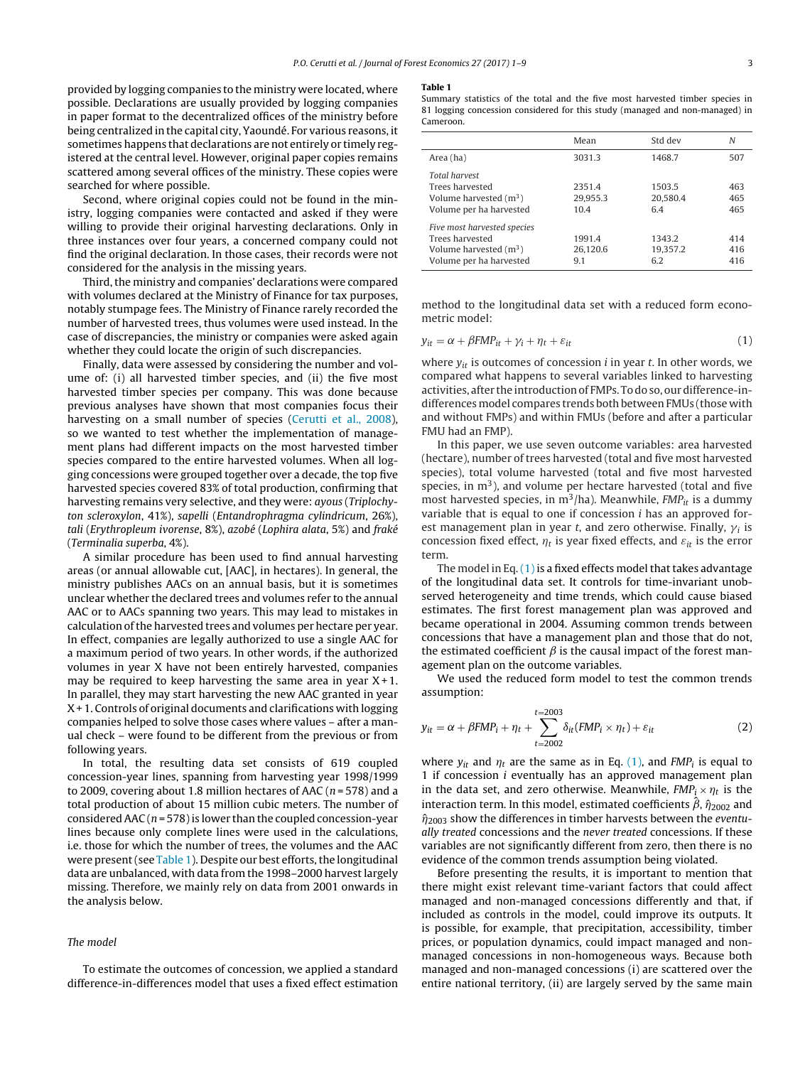provided by logging companies to the ministry were located, where possible. Declarations are usually provided by logging companies in paper format to the decentralized offices of the ministry before being centralized in the capital city, Yaoundé. For various reasons, it sometimes happens that declarations are not entirely or timely registered at the central level. However, original paper copies remains scattered among several offices of the ministry. These copies were searched for where possible.

Second, where original copies could not be found in the ministry, logging companies were contacted and asked if they were willing to provide their original harvesting declarations. Only in three instances over four years, a concerned company could not find the original declaration. In those cases, their records were not considered for the analysis in the missing years.

Third, the ministry and companies' declarations were compared with volumes declared at the Ministry of Finance for tax purposes, notably stumpage fees. The Ministry of Finance rarely recorded the number of harvested trees, thus volumes were used instead. In the case of discrepancies, the ministry or companies were asked again whether they could locate the origin of such discrepancies.

Finally, data were assessed by considering the number and volume of: (i) all harvested timber species, and (ii) the five most harvested timber species per company. This was done because previous analyses have shown that most companies focus their harvesting on a small number of species (Cerutti et al., 2008), so we wanted to test whether the implementation of management plans had different impacts on the most harvested timber species compared to the entire harvested volumes. When all logging concessions were grouped together over a decade, the top five harvested species covered 83% of total production, confirming that harvesting remains very selective, and they were: *ayous* (*Triplochyton scleroxylon*, 41%), *sapelli* (*Entandrophragma cylindricum*, 26%), *tali* (*Erythropleum ivorense*, 8%), *azobé* (*Lophira alata*, 5%) and *fraké* (*Terminalia superba*, 4%).

A similar procedure has been used to find annual harvesting areas (or annual allowable cut, [AAC], in hectares). In general, the ministry publishes AACs on an annual basis, but it is sometimes unclear whether the declared trees and volumes refer to the annual AAC or to AACs spanning two years. This may lead to mistakes in calculation of the harvested trees and volumes per hectare per year. In effect, companies are legally authorized to use a single AAC for a maximum period of two years. In other words, if the authorized volumes in year X have not been entirely harvested, companies may be required to keep harvesting the same area in year X + 1. In parallel, they may start harvesting the new AAC granted in year X + 1. Controls of original documents and clarifications with logging companies helped to solve those cases where values – after a manual check – were found to be different from the previous or from following years.

In total, the resulting data set consists of 619 coupled concession-year lines, spanning from harvesting year 1998/1999 to 2009, covering about 1.8 million hectares of AAC ($n = 578$) and a total production of about 15 million cubic meters. The number of considered AAC ($n = 578$) is lower than the coupled concession-year lines because only complete lines were used in the calculations, i.e. those for which the number of trees, the volumes and the AAC were present (see Table 1). Despite our best efforts, the longitudinal data are unbalanced, with data from the 1998–2000 harvest largely missing. Therefore, we mainly rely on data from 2001 onwards in the analysis below.

**Table 1**
Summary statistics of the total and the five most harvested timber species in 81 logging concession considered for this study (managed and non-managed) in Cameroon.

| | Mean | Std dev | N |
|---|---|---|---|
| Area (ha) | 3031.3 | 1468.7 | 507 |
| *Total harvest* | | | |
| Trees harvested | 2351.4 | 1503.5 | 463 |
| Volume harvested (m$^3$) | 29,955.3 | 20,580.4 | 465 |
| Volume per ha harvested | 10.4 | 6.4 | 465 |
| *Five most harvested species* | | | |
| Trees harvested | 1991.4 | 1343.2 | 414 |
| Volume harvested (m$^3$) | 26,120.6 | 19,357.2 | 416 |
| Volume per ha harvested | 9.1 | 6.2 | 416 |

### The model

To estimate the outcomes of concession, we applied a standard difference-in-differences model that uses a fixed effect estimation method to the longitudinal data set with a reduced form econometric model:

$$y_{it} = \alpha + \beta FMP_{it} + \gamma_i + \eta_t + \varepsilon_{it} \tag{1}$$

where $y_{it}$ is outcomes of concession $i$ in year $t$. In other words, we compared what happens to several variables linked to harvesting activities, after the introduction of FMPs. To do so, our difference-in-differences model compares trends both between FMUs (those with and without FMPs) and within FMUs (before and after a particular FMU had an FMP).

In this paper, we use seven outcome variables: area harvested (hectare), number of trees harvested (total and five most harvested species), total volume harvested (total and five most harvested species, in m$^3$), and volume per hectare harvested (total and five most harvested species, in m$^3$/ha). Meanwhile, $FMP_{it}$ is a dummy variable that is equal to one if concession $i$ has an approved forest management plan in year $t$, and zero otherwise. Finally, $\gamma_i$ is concession fixed effect, $\eta_t$ is year fixed effects, and $\varepsilon_{it}$ is the error term.

The model in Eq. (1) is a fixed effects model that takes advantage of the longitudinal data set. It controls for time-invariant unobserved heterogeneity and time trends, which could cause biased estimates. The first forest management plan was approved and became operational in 2004. Assuming common trends between concessions that have a management plan and those that do not, the estimated coefficient $\beta$ is the causal impact of the forest management plan on the outcome variables.

We used the reduced form model to test the common trends assumption:

$$y_{it} = \alpha + \beta FMP_i + \eta_t + \sum_{t=2002}^{t=2003} \delta_{it}(FMP_i \times \eta_t) + \varepsilon_{it} \tag{2}$$

where $y_{it}$ and $\eta_t$ are the same as in Eq. (1), and $FMP_i$ is equal to 1 if concession $i$ eventually has an approved management plan in the data set, and zero otherwise. Meanwhile, $FMP_i \times \eta_t$ is the interaction term. In this model, estimated coefficients $\hat{\beta}$, $\hat{\eta}_{2002}$ and $\hat{\eta}_{2003}$ show the differences in timber harvests between the *eventually treated* concessions and the *never treated* concessions. If these variables are not significantly different from zero, then there is no evidence of the common trends assumption being violated.

Before presenting the results, it is important to mention that there might exist relevant time-variant factors that could affect managed and non-managed concessions differently and that, if included as controls in the model, could improve its outputs. It is possible, for example, that precipitation, accessibility, timber prices, or population dynamics, could impact managed and non-managed concessions in non-homogeneous ways. Because both managed and non-managed concessions (i) are scattered over the entire national territory, (ii) are largely served by the same main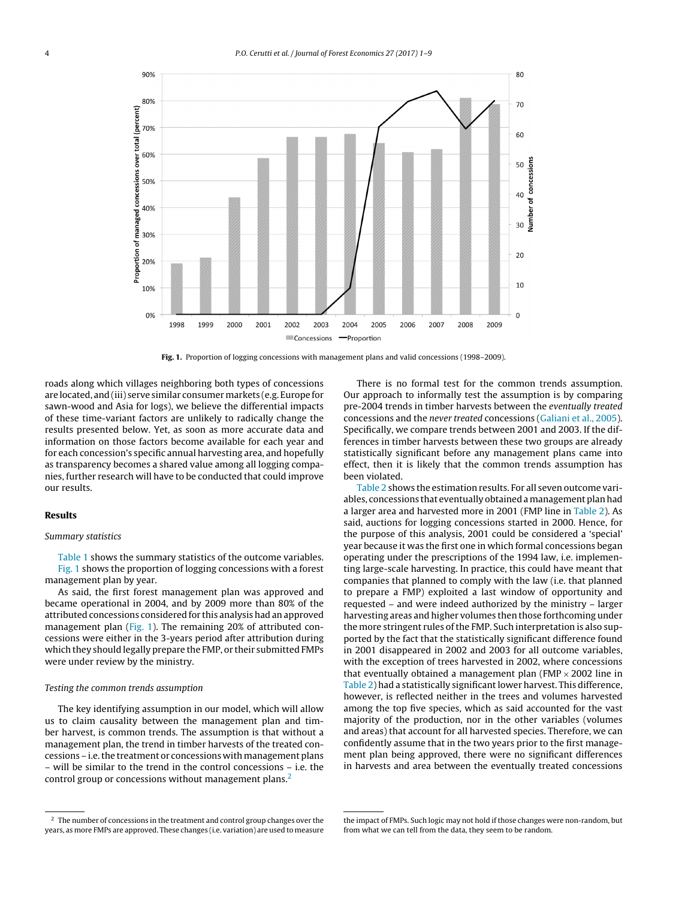Fig. 1. Proportion of logging concessions with management plans and valid concessions (1998–2009).

roads along which villages neighboring both types of concessions are located, and (iii) serve similar consumer markets (e.g. Europe for sawn-wood and Asia for logs), we believe the differential impacts of these time-variant factors are unlikely to radically change the results presented below. Yet, as soon as more accurate data and information on those factors become available for each year and for each concession's specific annual harvesting area, and hopefully as transparency becomes a shared value among all logging companies, further research will have to be conducted that could improve our results.

## Results

### *Summary statistics*

Table 1 shows the summary statistics of the outcome variables. Fig. 1 shows the proportion of logging concessions with a forest management plan by year.

As said, the first forest management plan was approved and became operational in 2004, and by 2009 more than 80% of the attributed concessions considered for this analysis had an approved management plan (Fig. 1). The remaining 20% of attributed concessions were either in the 3-years period after attribution during which they should legally prepare the FMP, or their submitted FMPs were under review by the ministry.

### *Testing the common trends assumption*

The key identifying assumption in our model, which will allow us to claim causality between the management plan and timber harvest, is common trends. The assumption is that without a management plan, the trend in timber harvests of the treated concessions – i.e. the treatment or concessions with management plans – will be similar to the trend in the control concessions – i.e. the control group or concessions without management plans.[2]

There is no formal test for the common trends assumption. Our approach to informally test the assumption is by comparing pre-2004 trends in timber harvests between the *eventually treated* concessions and the *never treated* concessions (Galiani et al., 2005). Specifically, we compare trends between 2001 and 2003. If the differences in timber harvests between these two groups are already statistically significant before any management plans came into effect, then it is likely that the common trends assumption has been violated.

Table 2 shows the estimation results. For all seven outcome variables, concessions that eventually obtained a management plan had a larger area and harvested more in 2001 (FMP line in Table 2). As said, auctions for logging concessions started in 2000. Hence, for the purpose of this analysis, 2001 could be considered a 'special' year because it was the first one in which formal concessions began operating under the prescriptions of the 1994 law, i.e. implementing large-scale harvesting. In practice, this could have meant that companies that planned to comply with the law (i.e. that planned to prepare a FMP) exploited a last window of opportunity and requested – and were indeed authorized by the ministry – larger harvesting areas and higher volumes then those forthcoming under the more stringent rules of the FMP. Such interpretation is also supported by the fact that the statistically significant difference found in 2001 disappeared in 2002 and 2003 for all outcome variables, with the exception of trees harvested in 2002, where concessions that eventually obtained a management plan (FMP $\times$ 2002 line in Table 2) had a statistically significant lower harvest. This difference, however, is reflected neither in the trees and volumes harvested among the top five species, which as said accounted for the vast majority of the production, nor in the other variables (volumes and areas) that account for all harvested species. Therefore, we can confidently assume that in the two years prior to the first management plan being approved, there were no significant differences in harvests and area between the eventually treated concessions

[2] The number of concessions in the treatment and control group changes over the years, as more FMPs are approved. These changes (i.e. variation) are used to measure the impact of FMPs. Such logic may not hold if those changes were non-random, but from what we can tell from the data, they seem to be random.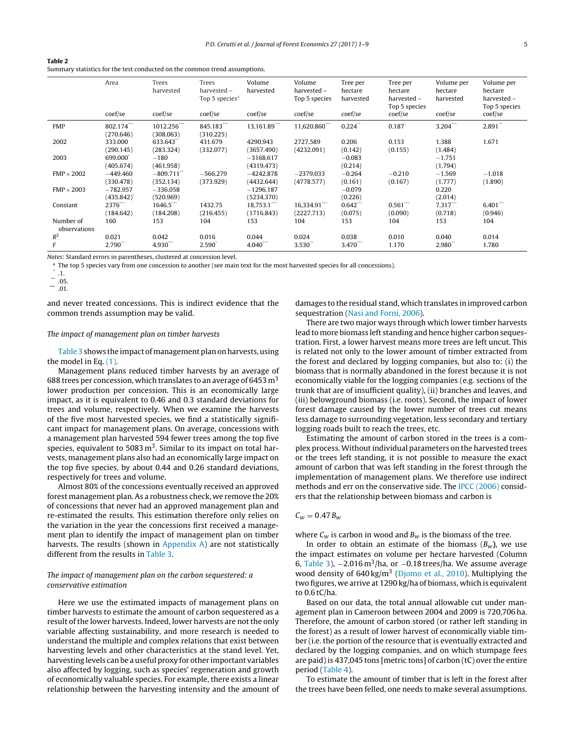**Table 2**
Summary statistics for the test conducted on the common trend assumptions.

| | Area | Trees harvested | Trees harvested – Top 5 species[a] | Volume harvested | Volume harvested – Top 5 species | Tree per hectare harvested | Tree per hectare harvested – Top 5 species | Volume per hectare harvested | Volume per hectare harvested – Top 5 species |
|---|---|---|---|---|---|---|---|---|---|
| | coef/se | coef/se | coef/se | coef/se | coef/se | coef/se | coef/se | coef/se | coef/se |
| FMP | 802.174*** | 1012.256*** | 845.183*** | 13,161.89*** | 11,620.860*** | 0.224** | 0.187* | 3.204*** | 2.891** |
| | (270.646) | (308.063) | (310.225) | | | | | | |
| 2002 | 333.000 | 633.643** | 431.679 | 4290.943 | 2727.589 | 0.206 | 0.153 | 1.388 | 1.671 |
| | (290.145) | (283.324) | (332.077) | (3657.490) | (4232.091) | (0.142) | (0.155) | (1.484) | |
| 2003 | 699.000* | −180 | | −3168.617 | | −0.083 | | −1.751 | |
| | (405.674) | (461.958) | | (4319.473) | | (0.214) | | (1.794) | |
| FMP × 2002 | −449.460 | −809.711** | −566.279 | −4242.878 | −2379.033 | −0.264 | −0.210 | −1.569 | −1.018 |
| | (330.478) | (352.134) | (373.929) | (4432.644) | (4778.577) | (0.161) | (0.167) | (1.777) | (1.890) |
| FMP × 2003 | −782.957 | −336.058 | | −1296.187 | | −0.079 | | 0.220 | |
| | (435.842)* | (520.969) | | (5234.370) | | (0.226) | | (2.014) | |
| Constant | 2376*** | 1646.5*** | 1432.75 | 18,753.1*** | 16,334.91*** | 0.642*** | 0.561*** | 7.317*** | 6.401*** |
| | (184.642) | (184.208) | (216.455) | (1716.843) | (2227.713) | (0.075) | (0.090) | (0.718) | (0.946) |
| Number of observations | 160 | 153 | 104 | 153 | 104 | 153 | 104 | 153 | 104 |
| $R^2$ | 0.021 | 0.042 | 0.016 | 0.044 | 0.024 | 0.038 | 0.010 | 0.040 | 0.014 |
| $F$ | 2.790** | 4.930*** | 2.590* | 4.040*** | 3.530** | 3.470*** | 1.170 | 2.980** | 1.780 |

*Notes*: Standard errors in parentheses, clustered at concession level.
[a] The top 5 species vary from one concession to another (see main text for the most harvested species for all concessions).
* .1.
** .05.
*** .01.

and never treated concessions. This is indirect evidence that the common trends assumption may be valid.

*The impact of management plan on timber harvests*

Table 3 shows the impact of management plan on harvests, using the model in Eq. (1).

Management plans reduced timber harvests by an average of 688 trees per concession, which translates to an average of 6453 m$^3$ lower production per concession. This is an economically large impact, as it is equivalent to 0.46 and 0.3 standard deviations for trees and volume, respectively. When we examine the harvests of the five most harvested species, we find a statistically significant impact for management plans. On average, concessions with a management plan harvested 594 fewer trees among the top five species, equivalent to 5083 m$^3$. Similar to its impact on total harvests, management plans also had an economically large impact on the top five species, by about 0.44 and 0.26 standard deviations, respectively for trees and volume.

Almost 80% of the concessions eventually received an approved forest management plan. As a robustness check, we remove the 20% of concessions that never had an approved management plan and re-estimated the results. This estimation therefore only relies on the variation in the year the concessions first received a management plan to identify the impact of management plan on timber harvests. The results (shown in Appendix A) are not statistically different from the results in Table 3.

*The impact of management plan on the carbon sequestered: a conservative estimation*

Here we use the estimated impacts of management plans on timber harvests to estimate the amount of carbon sequestered as a result of the lower harvests. Indeed, lower harvests are not the only variable affecting sustainability, and more research is needed to understand the multiple and complex relations that exist between harvesting levels and other characteristics at the stand level. Yet, harvesting levels can be a useful proxy for other important variables also affected by logging, such as species' regeneration and growth of economically valuable species. For example, there exists a linear relationship between the harvesting intensity and the amount of damages to the residual stand, which translates in improved carbon sequestration (Nasi and Forni, 2006).

There are two major ways through which lower timber harvests lead to more biomass left standing and hence higher carbon sequestration. First, a lower harvest means more trees are left uncut. This is related not only to the lower amount of timber extracted from the forest and declared by logging companies, but also to: (i) the biomass that is normally abandoned in the forest because it is not economically viable for the logging companies (e.g. sections of the trunk that are of insufficient quality), (ii) branches and leaves, and (iii) belowground biomass (i.e. roots). Second, the impact of lower forest damage caused by the lower number of trees cut means less damage to surrounding vegetation, less secondary and tertiary logging roads built to reach the trees, etc.

Estimating the amount of carbon stored in the trees is a complex process. Without individual parameters on the harvested trees or the trees left standing, it is not possible to measure the exact amount of carbon that was left standing in the forest through the implementation of management plans. We therefore use indirect methods and err on the conservative side. The IPCC (2006) considers that the relationship between biomass and carbon is

$$C_w = 0.47\,B_w$$

where $C_w$ is carbon in wood and $B_w$ is the biomass of the tree.

In order to obtain an estimate of the biomass ($B_w$), we use the impact estimates on volume per hectare harvested (Column 6, Table 3), −2.016 m$^3$/ha, or −0.18 trees/ha. We assume average wood density of 640 kg/m$^3$ (Djomo et al., 2010). Multiplying the two figures, we arrive at 1290 kg/ha of biomass, which is equivalent to 0.6 tC/ha.

Based on our data, the total annual allowable cut under management plan in Cameroon between 2004 and 2009 is 720,706 ha. Therefore, the amount of carbon stored (or rather left standing in the forest) as a result of lower harvest of economically viable timber (i.e. the portion of the resource that is eventually extracted and declared by the logging companies, and on which stumpage fees are paid) is 437,045 tons [metric tons] of carbon (tC) over the entire period (Table 4).

To estimate the amount of timber that is left in the forest after the trees have been felled, one needs to make several assumptions.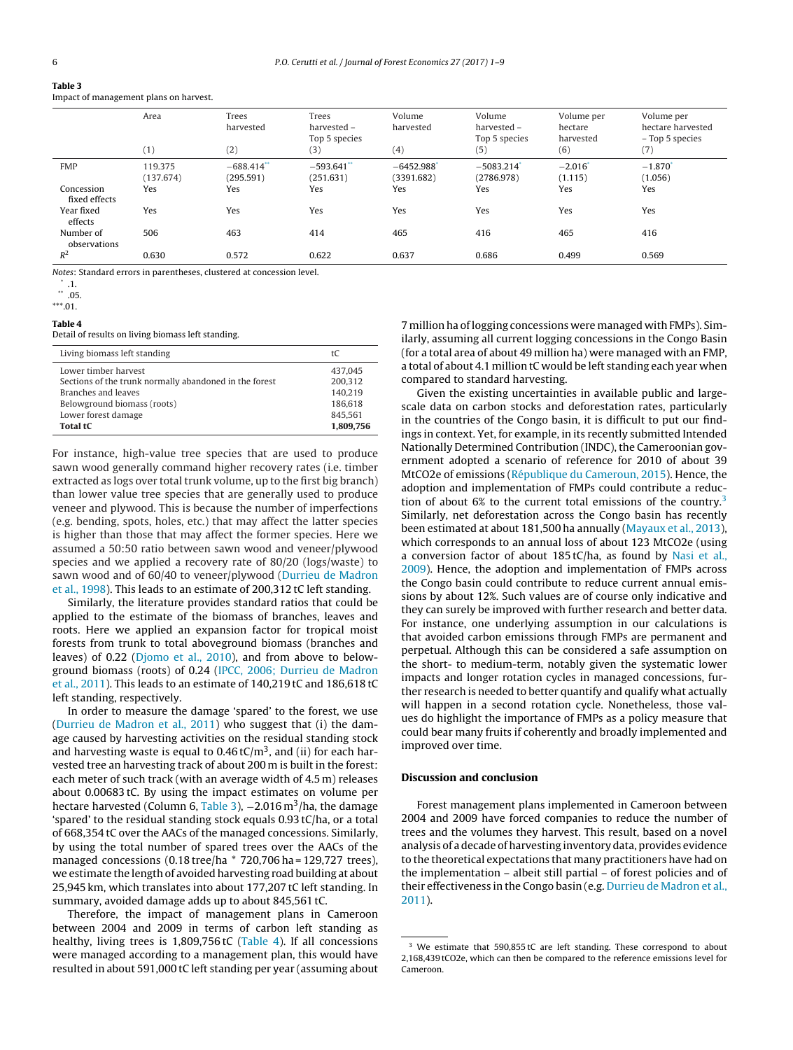**Table 3**
Impact of management plans on harvest.

| | Area (1) | Trees harvested (2) | Trees harvested – Top 5 species (3) | Volume harvested (4) | Volume harvested – Top 5 species (5) | Volume per hectare harvested (6) | Volume per hectare harvested – Top 5 species (7) |
|---|---|---|---|---|---|---|---|
| FMP | 119.375 | −688.414** | −593.641** | −6452.988* | −5083.214* | −2.016* | −1.870* |
| | (137.674) | (295.591) | (251.631) | (3391.682) | (2786.978) | (1.115) | (1.056) |
| Concession fixed effects | Yes | Yes | Yes | Yes | Yes | Yes | Yes |
| Year fixed effects | Yes | Yes | Yes | Yes | Yes | Yes | Yes |
| Number of observations | 506 | 463 | 414 | 465 | 416 | 465 | 416 |
| $R^2$ | 0.630 | 0.572 | 0.622 | 0.637 | 0.686 | 0.499 | 0.569 |

*Notes*: Standard errors in parentheses, clustered at concession level.
* .1.
** .05.
*** .01.

**Table 4**
Detail of results on living biomass left standing.

| Living biomass left standing | tC |
|---|---|
| Lower timber harvest | 437,045 |
| Sections of the trunk normally abandoned in the forest | 200,312 |
| Branches and leaves | 140,219 |
| Belowground biomass (roots) | 186,618 |
| Lower forest damage | 845,561 |
| **Total tC** | **1,809,756** |

For instance, high-value tree species that are used to produce sawn wood generally command higher recovery rates (i.e. timber extracted as logs over total trunk volume, up to the first big branch) than lower value tree species that are generally used to produce veneer and plywood. This is because the number of imperfections (e.g. bending, spots, holes, etc.) that may affect the latter species is higher than those that may affect the former species. Here we assumed a 50:50 ratio between sawn wood and veneer/plywood species and we applied a recovery rate of 80/20 (logs/waste) to sawn wood and of 60/40 to veneer/plywood (Durrieu de Madron et al., 1998). This leads to an estimate of 200,312 tC left standing.

Similarly, the literature provides standard ratios that could be applied to the estimate of the biomass of branches, leaves and roots. Here we applied an expansion factor for tropical moist forests from trunk to total aboveground biomass (branches and leaves) of 0.22 (Djomo et al., 2010), and from above to belowground biomass (roots) of 0.24 (IPCC, 2006; Durrieu de Madron et al., 2011). This leads to an estimate of 140,219 tC and 186,618 tC left standing, respectively.

In order to measure the damage 'spared' to the forest, we use (Durrieu de Madron et al., 2011) who suggest that (i) the damage caused by harvesting activities on the residual standing stock and harvesting waste is equal to 0.46 tC/m$^3$, and (ii) for each harvested tree an harvesting track of about 200 m is built in the forest: each meter of such track (with an average width of 4.5 m) releases about 0.00683 tC. By using the impact estimates on volume per hectare harvested (Column 6, Table 3), −2.016 m$^3$/ha, the damage 'spared' to the residual standing stock equals 0.93 tC/ha, or a total of 668,354 tC over the AACs of the managed concessions. Similarly, by using the total number of spared trees over the AACs of the managed concessions (0.18 tree/ha * 720,706 ha = 129,727 trees), we estimate the length of avoided harvesting road building at about 25,945 km, which translates into about 177,207 tC left standing. In summary, avoided damage adds up to about 845,561 tC.

Therefore, the impact of management plans in Cameroon between 2004 and 2009 in terms of carbon left standing as healthy, living trees is 1,809,756 tC (Table 4). If all concessions were managed according to a management plan, this would have resulted in about 591,000 tC left standing per year (assuming about 7 million ha of logging concessions were managed with FMPs). Similarly, assuming all current logging concessions in the Congo Basin (for a total area of about 49 million ha) were managed with an FMP, a total of about 4.1 million tC would be left standing each year when compared to standard harvesting.

Given the existing uncertainties in available public and large-scale data on carbon stocks and deforestation rates, particularly in the countries of the Congo basin, it is difficult to put our findings in context. Yet, for example, in its recently submitted Intended Nationally Determined Contribution (INDC), the Cameroonian government adopted a scenario of reference for 2010 of about 39 MtCO2e of emissions (République du Cameroun, 2015). Hence, the adoption and implementation of FMPs could contribute a reduction of about 6% to the current total emissions of the country.[3] Similarly, net deforestation across the Congo basin has recently been estimated at about 181,500 ha annually (Mayaux et al., 2013), which corresponds to an annual loss of about 123 MtCO2e (using a conversion factor of about 185 tC/ha, as found by Nasi et al., 2009). Hence, the adoption and implementation of FMPs across the Congo basin could contribute to reduce current annual emissions by about 12%. Such values are of course only indicative and they can surely be improved with further research and better data. For instance, one underlying assumption in our calculations is that avoided carbon emissions through FMPs are permanent and perpetual. Although this can be considered a safe assumption on the short- to medium-term, notably given the systematic lower impacts and longer rotation cycles in managed concessions, further research is needed to better quantify and qualify what actually will happen in a second rotation cycle. Nonetheless, those values do highlight the importance of FMPs as a policy measure that could bear many fruits if coherently and broadly implemented and improved over time.

## Discussion and conclusion

Forest management plans implemented in Cameroon between 2004 and 2009 have forced companies to reduce the number of trees and the volumes they harvest. This result, based on a novel analysis of a decade of harvesting inventory data, provides evidence to the theoretical expectations that many practitioners have had on the implementation – albeit still partial – of forest policies and of their effectiveness in the Congo basin (e.g. Durrieu de Madron et al., 2011).

[3] We estimate that 590,855 tC are left standing. These correspond to about 2,168,439 tCO2e, which can then be compared to the reference emissions level for Cameroon.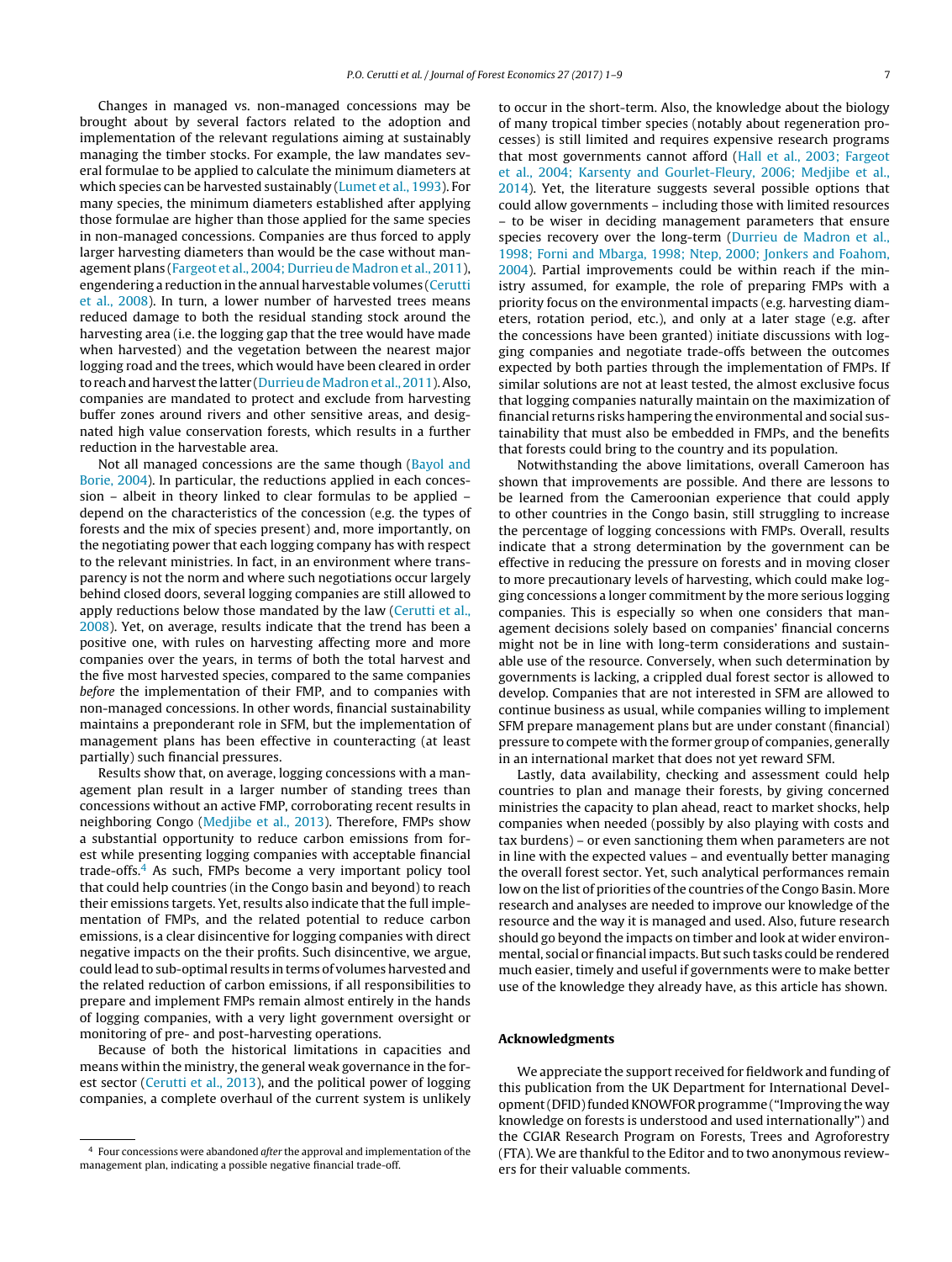Changes in managed vs. non-managed concessions may be brought about by several factors related to the adoption and implementation of the relevant regulations aiming at sustainably managing the timber stocks. For example, the law mandates several formulae to be applied to calculate the minimum diameters at which species can be harvested sustainably (Lumet et al., 1993). For many species, the minimum diameters established after applying those formulae are higher than those applied for the same species in non-managed concessions. Companies are thus forced to apply larger harvesting diameters than would be the case without management plans (Fargeot et al., 2004; Durrieu de Madron et al., 2011), engendering a reduction in the annual harvestable volumes (Cerutti et al., 2008). In turn, a lower number of harvested trees means reduced damage to both the residual standing stock around the harvesting area (i.e. the logging gap that the tree would have made when harvested) and the vegetation between the nearest major logging road and the trees, which would have been cleared in order to reach and harvest the latter (Durrieu de Madron et al., 2011). Also, companies are mandated to protect and exclude from harvesting buffer zones around rivers and other sensitive areas, and designated high value conservation forests, which results in a further reduction in the harvestable area.

Not all managed concessions are the same though (Bayol and Borie, 2004). In particular, the reductions applied in each concession – albeit in theory linked to clear formulas to be applied – depend on the characteristics of the concession (e.g. the types of forests and the mix of species present) and, more importantly, on the negotiating power that each logging company has with respect to the relevant ministries. In fact, in an environment where transparency is not the norm and where such negotiations occur largely behind closed doors, several logging companies are still allowed to apply reductions below those mandated by the law (Cerutti et al., 2008). Yet, on average, results indicate that the trend has been a positive one, with rules on harvesting affecting more and more companies over the years, in terms of both the total harvest and the five most harvested species, compared to the same companies *before* the implementation of their FMP, and to companies with non-managed concessions. In other words, financial sustainability maintains a preponderant role in SFM, but the implementation of management plans has been effective in counteracting (at least partially) such financial pressures.

Results show that, on average, logging concessions with a management plan result in a larger number of standing trees than concessions without an active FMP, corroborating recent results in neighboring Congo (Medjibe et al., 2013). Therefore, FMPs show a substantial opportunity to reduce carbon emissions from forest while presenting logging companies with acceptable financial trade-offs.[4] As such, FMPs become a very important policy tool that could help countries (in the Congo basin and beyond) to reach their emissions targets. Yet, results also indicate that the full implementation of FMPs, and the related potential to reduce carbon emissions, is a clear disincentive for logging companies with direct negative impacts on the their profits. Such disincentive, we argue, could lead to sub-optimal results in terms of volumes harvested and the related reduction of carbon emissions, if all responsibilities to prepare and implement FMPs remain almost entirely in the hands of logging companies, with a very light government oversight or monitoring of pre- and post-harvesting operations.

Because of both the historical limitations in capacities and means within the ministry, the general weak governance in the forest sector (Cerutti et al., 2013), and the political power of logging companies, a complete overhaul of the current system is unlikely to occur in the short-term. Also, the knowledge about the biology of many tropical timber species (notably about regeneration processes) is still limited and requires expensive research programs that most governments cannot afford (Hall et al., 2003; Fargeot et al., 2004; Karsenty and Gourlet-Fleury, 2006; Medjibe et al., 2014). Yet, the literature suggests several possible options that could allow governments – including those with limited resources – to be wiser in deciding management parameters that ensure species recovery over the long-term (Durrieu de Madron et al., 1998; Forni and Mbarga, 1998; Ntep, 2000; Jonkers and Foahom, 2004). Partial improvements could be within reach if the ministry assumed, for example, the role of preparing FMPs with a priority focus on the environmental impacts (e.g. harvesting diameters, rotation period, etc.), and only at a later stage (e.g. after the concessions have been granted) initiate discussions with logging companies and negotiate trade-offs between the outcomes expected by both parties through the implementation of FMPs. If similar solutions are not at least tested, the almost exclusive focus that logging companies naturally maintain on the maximization of financial returns risks hampering the environmental and social sustainability that must also be embedded in FMPs, and the benefits that forests could bring to the country and its population.

Notwithstanding the above limitations, overall Cameroon has shown that improvements are possible. And there are lessons to be learned from the Cameroonian experience that could apply to other countries in the Congo basin, still struggling to increase the percentage of logging concessions with FMPs. Overall, results indicate that a strong determination by the government can be effective in reducing the pressure on forests and in moving closer to more precautionary levels of harvesting, which could make logging concessions a longer commitment by the more serious logging companies. This is especially so when one considers that management decisions solely based on companies' financial concerns might not be in line with long-term considerations and sustainable use of the resource. Conversely, when such determination by governments is lacking, a crippled dual forest sector is allowed to develop. Companies that are not interested in SFM are allowed to continue business as usual, while companies willing to implement SFM prepare management plans but are under constant (financial) pressure to compete with the former group of companies, generally in an international market that does not yet reward SFM.

Lastly, data availability, checking and assessment could help countries to plan and manage their forests, by giving concerned ministries the capacity to plan ahead, react to market shocks, help companies when needed (possibly by also playing with costs and tax burdens) – or even sanctioning them when parameters are not in line with the expected values – and eventually better managing the overall forest sector. Yet, such analytical performances remain low on the list of priorities of the countries of the Congo Basin. More research and analyses are needed to improve our knowledge of the resource and the way it is managed and used. Also, future research should go beyond the impacts on timber and look at wider environmental, social or financial impacts. But such tasks could be rendered much easier, timely and useful if governments were to make better use of the knowledge they already have, as this article has shown.

## Acknowledgments

We appreciate the support received for fieldwork and funding of this publication from the UK Department for International Development (DFID) funded KNOWFOR programme ("Improving the way knowledge on forests is understood and used internationally") and the CGIAR Research Program on Forests, Trees and Agroforestry (FTA). We are thankful to the Editor and to two anonymous reviewers for their valuable comments.

---

[4] Four concessions were abandoned *after* the approval and implementation of the management plan, indicating a possible negative financial trade-off.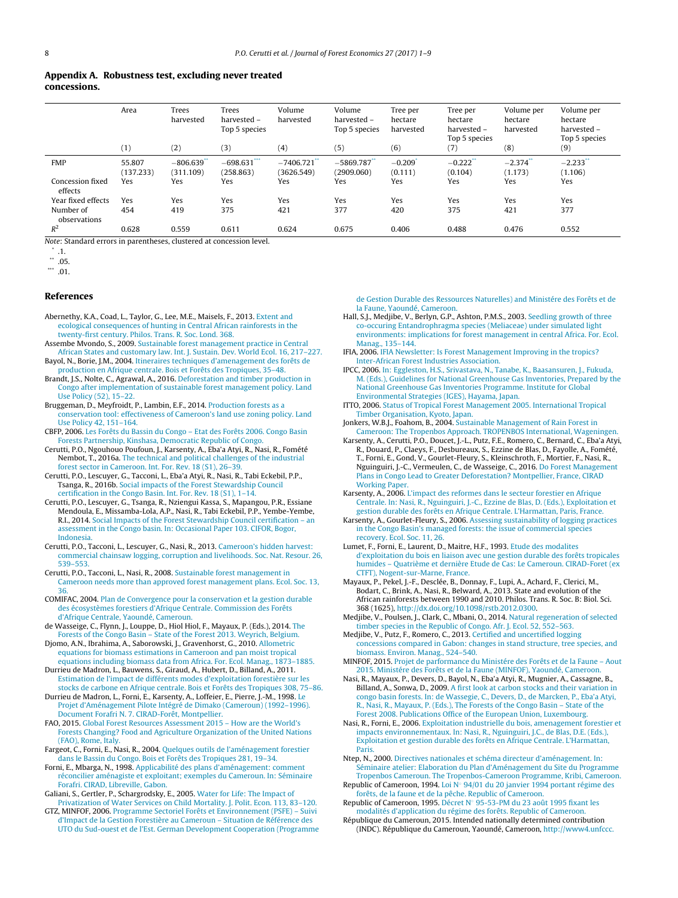## Appendix A. Robustness test, excluding never treated concessions.

| | Area | Trees harvested | Trees harvested – Top 5 species | Volume harvested | Volume harvested – Top 5 species | Tree per hectare harvested | Tree per hectare harvested – Top 5 species | Volume per hectare harvested | Volume per hectare harvested – Top 5 species |
|---|---|---|---|---|---|---|---|---|---|
| | (1) | (2) | (3) | (4) | (5) | (6) | (7) | (8) | (9) |
| FMP | 55.807 | −806.639** | −698.631*** | −7406.721** | −5869.787** | −0.209* | −0.222** | −2.374** | −2.233** |
| | (137.233) | (311.109) | (258.863) | (3626.549) | (2909.060) | (0.111) | (0.104) | (1.173) | (1.106) |
| Concession fixed effects | Yes | Yes | Yes | Yes | Yes | Yes | Yes | Yes | Yes |
| Year fixed effects | Yes | Yes | Yes | Yes | Yes | Yes | Yes | Yes | Yes |
| Number of observations | 454 | 419 | 375 | 421 | 377 | 420 | 375 | 421 | 377 |
| $R^2$ | 0.628 | 0.559 | 0.611 | 0.624 | 0.675 | 0.406 | 0.488 | 0.476 | 0.552 |

*Note*: Standard errors in parentheses, clustered at concession level.

\* .1.

\*\* .05.

\*\*\* .01.

## References

Abernethy, K.A., Coad, L., Taylor, G., Lee, M.E., Maisels, F., 2013. Extent and ecological consequences of hunting in Central African rainforests in the twenty-first century. Philos. Trans. R. Soc. Lond. 368.

Assembe Mvondo, S., 2009. Sustainable forest management practice in Central African States and customary law. Int. J. Sustain. Dev. World Ecol. 16, 217–227.

Bayol, N., Borie, J.M., 2004. Itineraires techniques d'amenagement des forêts de production en Afrique centrale. Bois et Forêts des Tropiques, 35–48.

Brandt, J.S., Nolte, C., Agrawal, A., 2016. Deforestation and timber production in Congo after implementation of sustainable forest management policy. Land Use Policy (52), 15–22.

Bruggeman, D., Meyfroidt, P., Lambin, E.F., 2014. Production forests as a conservation tool: effectiveness of Cameroon's land use zoning policy. Land Use Policy 42, 151–164.

CBFP, 2006. Les Forêts du Bassin du Congo – Etat des Forêts 2006. Congo Basin Forests Partnership, Kinshasa, Democratic Republic of Congo.

Cerutti, P.O., Ngouhouo Poufoun, J., Karsenty, A., Eba'a Atyi, R., Nasi, R., Fomété Nembot, T., 2016a. The technical and political challenges of the industrial forest sector in Cameroon. Int. For. Rev. 18 (S1), 26–39.

Cerutti, P.O., Lescuyer, G., Tacconi, L., Eba'a Atyi, R., Nasi, R., Tabi Eckebil, P.P., Tsanga, R., 2016b. Social impacts of the Forest Stewardship Council certification in the Congo Basin. Int. For. Rev. 18 (S1), 1–14.

Cerutti, P.O., Lescuyer, G., Tsanga, R., Nziengui Kassa, S., Mapangou, P.R., Essiane Mendoula, E., Missamba-Lola, A.P., Nasi, R., Tabi Eckebil, P.P., Yembe-Yembe, R.I., 2014. Social Impacts of the Forest Stewardship Council certification – an assessment in the Congo basin. In: Occasional Paper 103. CIFOR, Bogor, Indonesia.

Cerutti, P.O., Tacconi, L., Lescuyer, G., Nasi, R., 2013. Cameroon's hidden harvest: commercial chainsaw logging, corruption and livelihoods. Soc. Nat. Resour. 26, 539–553.

Cerutti, P.O., Tacconi, L., Nasi, R., 2008. Sustainable forest management in Cameroon needs more than approved forest management plans. Ecol. Soc. 13, 36.

COMIFAC, 2004. Plan de Convergence pour la conservation et la gestion durable des écosystèmes forestiers d'Afrique Centrale. Commission des Forêts d'Afrique Centrale, Yaoundé, Cameroun.

de Wasseige, C., Flynn, J., Louppe, D., Hiol Hiol, F., Mayaux, P. (Eds.), 2014. The Forests of the Congo Basin – State of the Forest 2013. Weyrich, Belgium.

Djomo, A.N., Ibrahima, A., Saborowski, J., Gravenhorst, G., 2010. Allometric equations for biomass estimations in Cameroon and pan moist tropical equations including biomass data from Africa. For. Ecol. Manag., 1873–1885.

Durrieu de Madron, L., Bauwens, S., Giraud, A., Hubert, D., Billand, A., 2011. Estimation de l'impact de différents modes d'exploitation forestière sur les stocks de carbone en Afrique centrale. Bois et Forêts des Tropiques 308, 75–86.

Durrieu de Madron, L., Forni, E., Karsenty, A., Loffeier, E., Pierre, J.-M., 1998. Le Projet d'Aménagement Pilote Intégré de Dimako (Cameroun) (1992–1996). Document Forafri N. 7. CIRAD-Forêt, Montpellier.

FAO, 2015. Global Forest Resources Assessment 2015 – How are the World's Forests Changing? Food and Agriculture Organization of the United Nations (FAO), Rome, Italy.

Fargeot, C., Forni, E., Nasi, R., 2004. Quelques outils de l'aménagement forestier dans le Bassin du Congo. Bois et Forêts des Tropiques 281, 19–34.

Forni, E., Mbarga, N., 1998. Applicabilité des plans d'aménagement: comment réconcilier aménagiste et exploitant; exemples du Cameroun. In: Séminaire Forafri. CIRAD, Libreville, Gabon.

Galiani, S., Gertler, P., Schargrodsky, E., 2005. Water for Life: The Impact of Privatization of Water Services on Child Mortality. J. Polit. Econ. 113, 83–120.

GTZ, MINFOF, 2006. Programme Sectoriel Forêts et Environnement (PSFE) – Suivi d'Impact de la Gestion Forestière au Cameroun – Situation de Référence des UTO du Sud-ouest et de l'Est. German Development Cooperation (Programme de Gestion Durable des Ressources Naturelles) and Ministére des Forêts et de la Faune, Yaoundé, Cameroon.

Hall, S.J., Medjibe, V., Berlyn, G.P., Ashton, P.M.S., 2003. Seedling growth of three co-occuring Entandrophragma species (Meliaceae) under simulated light environments: implications for forest management in central Africa. For. Ecol. Manag., 135–144.

IFIA, 2006. IFIA Newsletter: Is Forest Management Improving in the tropics? Inter-African Forest Industries Association.

IPCC, 2006. In: Eggleston, H.S., Srivastava, N., Tanabe, K., Baasansuren, J., Fukuda, M. (Eds.), Guidelines for National Greenhouse Gas Inventories, Prepared by the National Greenhouse Gas Inventories Programme. Institute for Global Environmental Strategies (IGES), Hayama, Japan.

ITTO, 2006. Status of Tropical Forest Management 2005. International Tropical Timber Organisation, Kyoto, Japan.

Jonkers, W.B.J., Foahom, B., 2004. Sustainable Management of Rain Forest in Cameroon: The Tropenbos Approach. TROPENBOS International, Wageningen.

Karsenty, A., Cerutti, P.O., Doucet, J.-L., Putz, F.E., Romero, C., Bernard, C., Eba'a Atyi, R., Douard, P., Claeys, F., Desbureaux, S., Ezzine de Blas, D., Fayolle, A., Fomété, T., Forni, E., Gond, V., Gourlet-Fleury, S., Kleinschroth, F., Mortier, F., Nasi, R., Nguinguiri, J.-C., Vermeulen, C., de Wasseige, C., 2016. Do Forest Management Plans in Congo Lead to Greater Deforestation? Montpellier, France, CIRAD Working Paper.

Karsenty, A., 2006. L'impact des reformes dans le secteur forestier en Afrique Centrale. In: Nasi, R., Nguinguiri, J.-C., Ezzine de Blas, D. (Eds.), Exploitation et gestion durable des forêts en Afrique Centrale. L'Harmattan, Paris, France.

Karsenty, A., Gourlet-Fleury, S., 2006. Assessing sustainability of logging practices in the Congo Basin's managed forests: the issue of commercial species recovery. Ecol. Soc. 11, 26.

Lumet, F., Forni, E., Laurent, D., Maitre, H.F., 1993. Etude des modalites d'exploitation du bois en liaison avec une gestion durable des forêts tropicales humides – Quatrième et dernière Etude de Cas: Le Cameroun. CIRAD-Foret (ex CTFT), Nogent-sur-Marne, France.

Mayaux, P., Pekel, J.-F., Desclée, B., Donnay, F., Lupi, A., Achard, F., Clerici, M., Bodart, C., Brink, A., Nasi, R., Belward, A., 2013. State and evolution of the African rainforests between 1990 and 2010. Philos. Trans. R. Soc. B: Biol. Sci. 368 (1625), http://dx.doi.org/10.1098/rstb.2012.0300.

Medjibe, V., Poulsen, J., Clark, C., Mbani, O., 2014. Natural regeneration of selected timber species in the Republic of Congo. Afr. J. Ecol. 52, 552–563.

Medjibe, V., Putz, F., Romero, C., 2013. Certified and uncertified logging concessions compared in Gabon: changes in stand structure, tree species, and biomass. Environ. Manag., 524–540.

MINFOF, 2015. Projet de parformance du Ministére des Forêts et de la Faune – Aout 2015. Ministére des Forêts et de la Faune (MINFOF), Yaoundé, Cameroon.

Nasi, R., Mayaux, P., Devers, D., Bayol, N., Eba'a Atyi, R., Mugnier, A., Cassagne, B., Billand, A., Sonwa, D., 2009. A first look at carbon stocks and their variation in congo basin forests. In: de Wassegie, C., Devers, D., de Marcken, P., Eba'a Atyi, R., Nasi, R., Mayaux, P. (Eds.), The Forests of the Congo Basin – State of the Forest 2008. Publications Office of the European Union, Luxembourg.

Nasi, R., Forni, E., 2006. Exploitation industrielle du bois, amenagement forestier et impacts environnementaux. In: Nasi, R., Nguinguiri, J.C., de Blas, D.E. (Eds.), Exploitation et gestion durable des forêts en Afrique Centrale. L'Harmattan, Paris.

Ntep, N., 2000. Directives nationales et schéma directeur d'aménagement. In: Séminaire atelier: Elaboration du Plan d'Aménagement du Site du Programme Tropenbos Cameroun. The Tropenbos-Cameroon Programme, Kribi, Cameroon.

Republic of Cameroon, 1994. Loi N° 94/01 du 20 janvier 1994 portant régime des forêts, de la faune et de la pêche. Republic of Cameroon.

Republic of Cameroon, 1995. Décret N° 95-53-PM du 23 août 1995 fixant les modalités d'application du régime des forêts. Republic of Cameroon.

République du Cameroun, 2015. Intended nationally determined contribution (INDC). République du Cameroun, Yaoundé, Cameroon, http://www4.unfccc.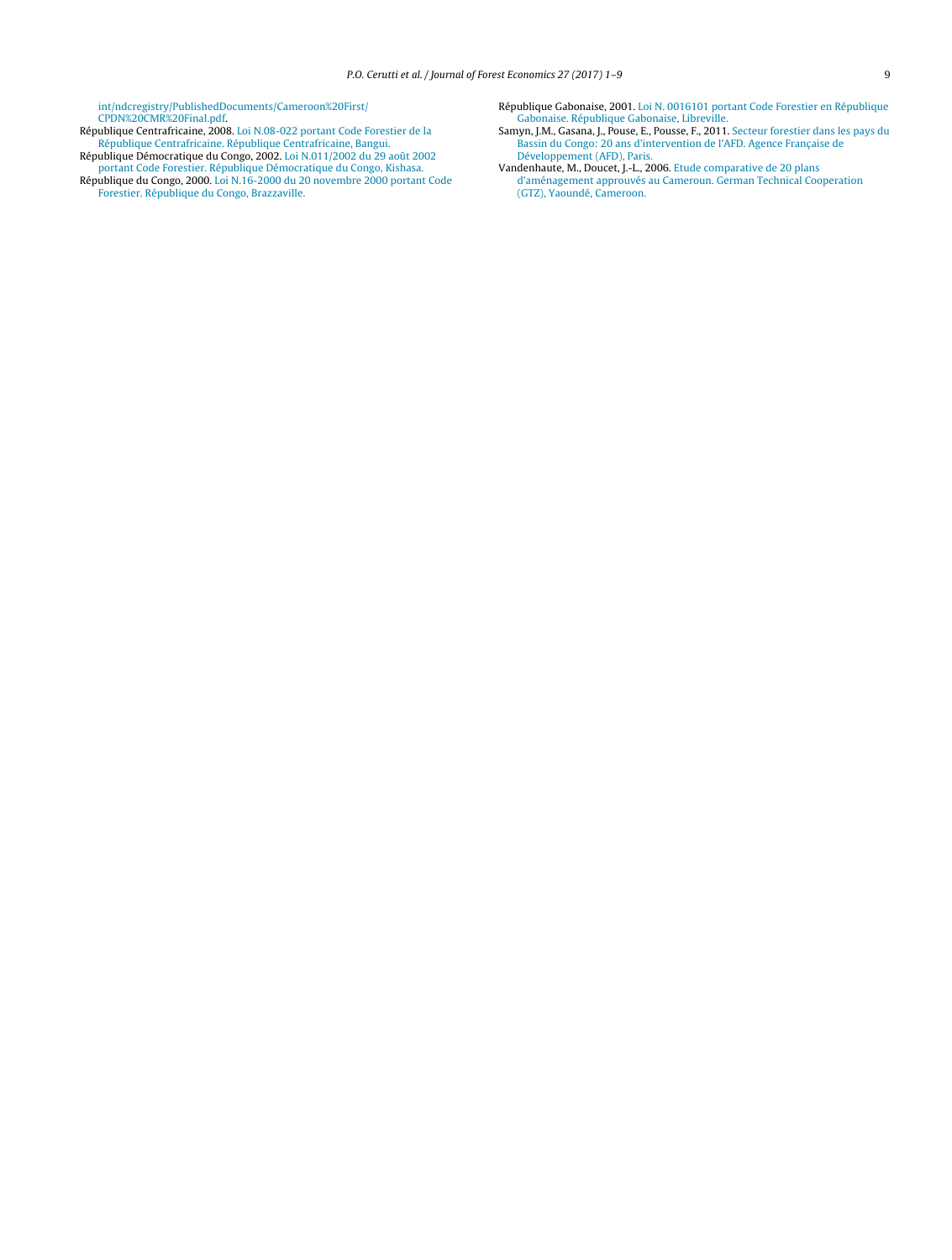int/ndcregistry/PublishedDocuments/Cameroon%20First/CPDN%20CMR%20Final.pdf.

République Centrafricaine, 2008. Loi N.08-022 portant Code Forestier de la République Centrafricaine. République Centrafricaine, Bangui.

République Démocratique du Congo, 2002. Loi N.011/2002 du 29 août 2002 portant Code Forestier. République Démocratique du Congo, Kishasa.

République du Congo, 2000. Loi N.16-2000 du 20 novembre 2000 portant Code Forestier. République du Congo, Brazzaville.

République Gabonaise, 2001. Loi N. 0016101 portant Code Forestier en République Gabonaise. République Gabonaise, Libreville.

Samyn, J.M., Gasana, J., Pouse, E., Pousse, F., 2011. Secteur forestier dans les pays du Bassin du Congo: 20 ans d'intervention de l'AFD. Agence Française de Développement (AFD), Paris.

Vandenhaute, M., Doucet, J.-L., 2006. Etude comparative de 20 plans d'aménagement approuvés au Cameroun. German Technical Cooperation (GTZ), Yaoundé, Cameroon.